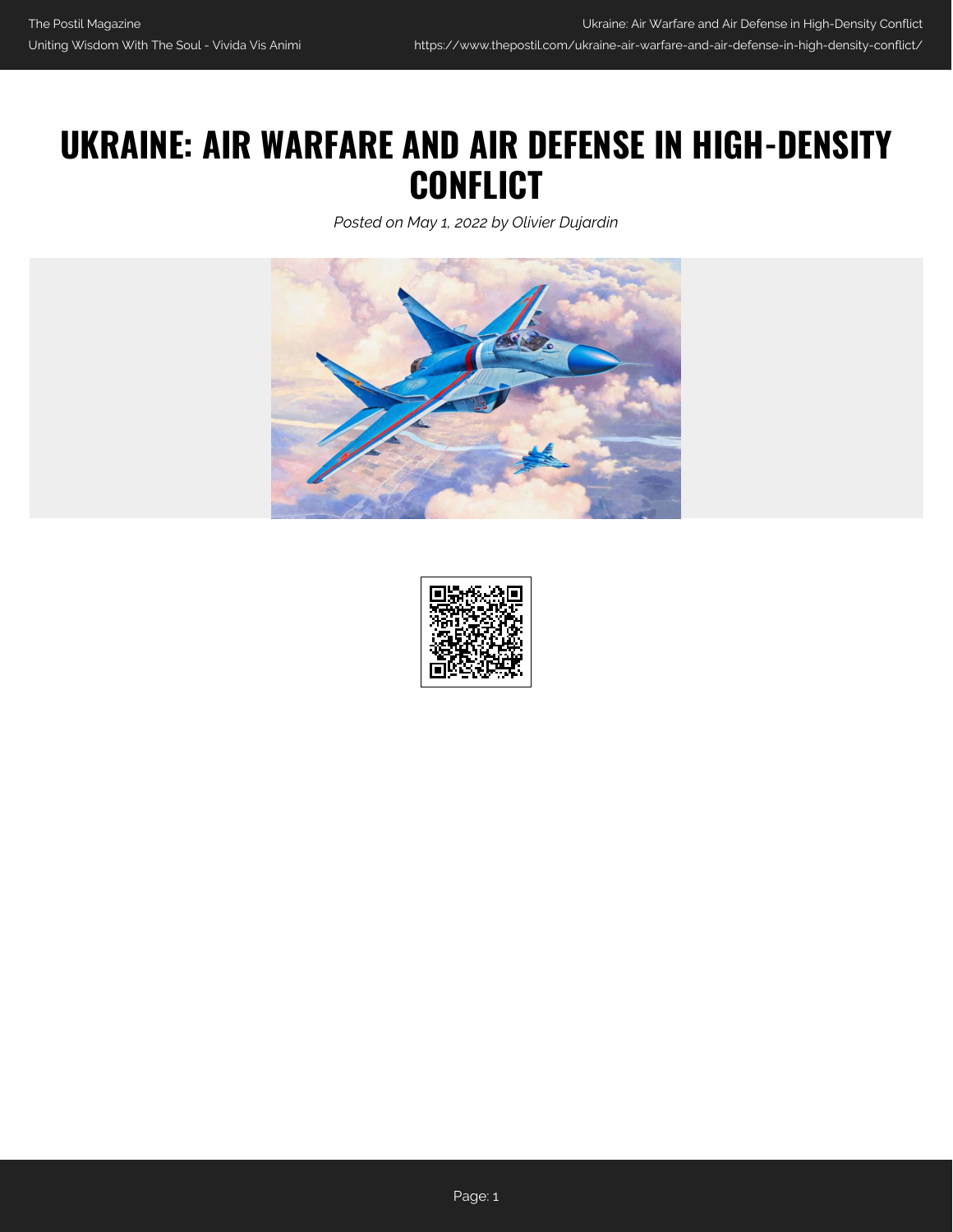# UKRAINE: AIR WARFARE AND AIR DEFENSE IN HIGH-DENSITY CONFLICT

*Posted on May 1, 2022 by Olivier Dujardin*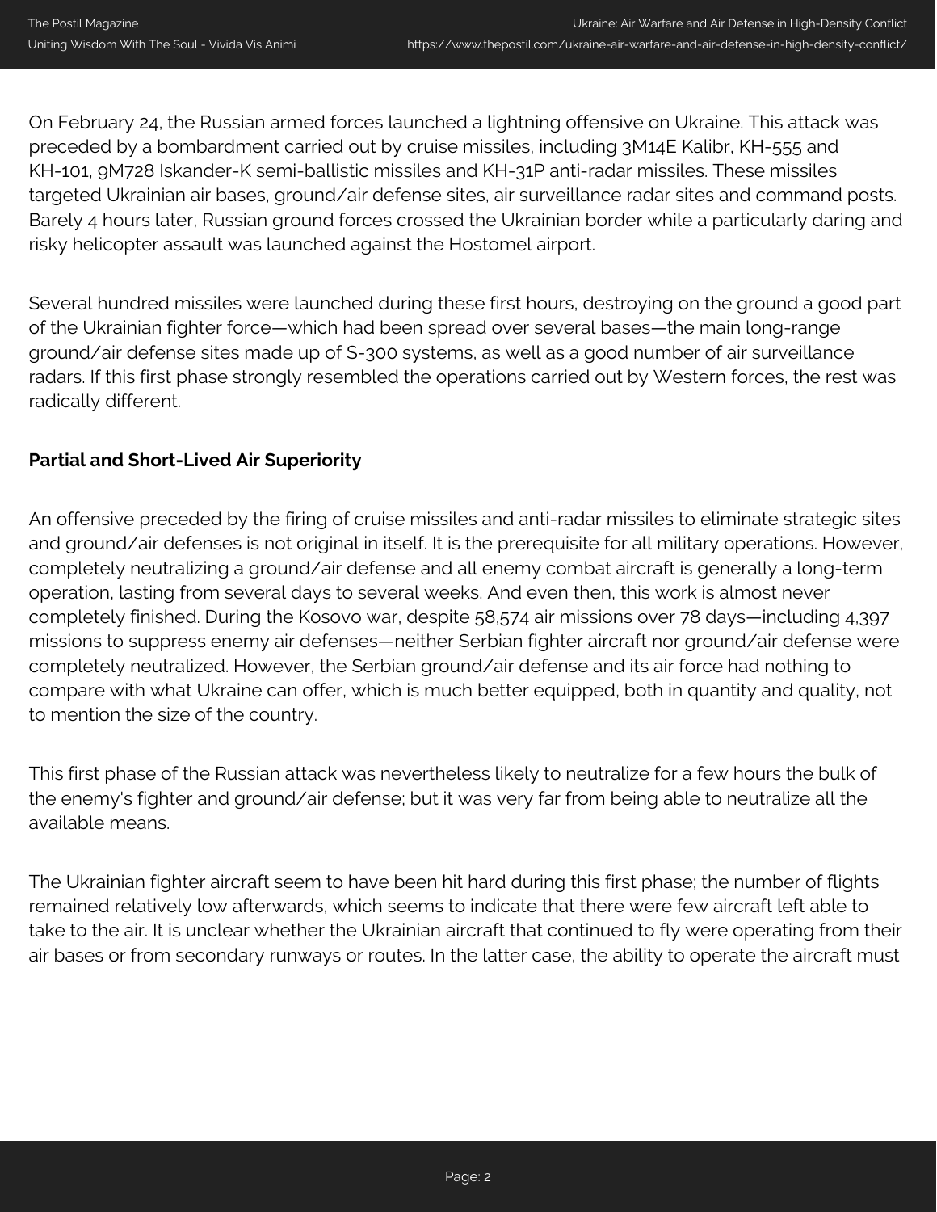On February 24, the Russian armed forces launched a lightning offensive on Ukraine. This attack was preceded by a bombardment carried out by cruise missiles, including 3M14E Kalibr, KH-555 and KH-101, 9M728 Iskander-K semi-ballistic missiles and KH-31P anti-radar missiles. These missiles targeted Ukrainian air bases, ground/air defense sites, air surveillance radar sites and command posts. Barely 4 hours later, Russian ground forces crossed the Ukrainian border while a particularly daring and risky helicopter assault was launched against the Hostomel airport.

Several hundred missiles were launched during these first hours, destroying on the ground a good part of the Ukrainian fighter force—which had been spread over several bases—the main long-range ground/air defense sites made up of S-300 systems, as well as a good number of air surveillance radars. If this first phase strongly resembled the operations carried out by Western forces, the rest was radically different.

**Partial and Short-Lived Air Superiority**

An offensive preceded by the firing of cruise missiles and anti-radar missiles to eliminate strategic sites and ground/air defenses is not original in itself. It is the prerequisite for all military operations. However, completely neutralizing a ground/air defense and all enemy combat aircraft is generally a long-term operation, lasting from several days to several weeks. And even then, this work is almost never completely finished. During the Kosovo war, despite 58,574 air missions over 78 days—including 4,397 missions to suppress enemy air defenses—neither Serbian fighter aircraft nor ground/air defense were completely neutralized. However, the Serbian ground/air defense and its air force had nothing to compare with what Ukraine can offer, which is much better equipped, both in quantity and quality, not to mention the size of the country.

This first phase of the Russian attack was nevertheless likely to neutralize for a few hours the bulk of the enemy's fighter and ground/air defense; but it was very far from being able to neutralize all the available means.

The Ukrainian fighter aircraft seem to have been hit hard during this first phase; the number of flights remained relatively low afterwards, which seems to indicate that there were few aircraft left able to take to the air. It is unclear whether the Ukrainian aircraft that continued to fly were operating from their air bases or from secondary runways or routes. In the latter case, the ability to operate the aircraft must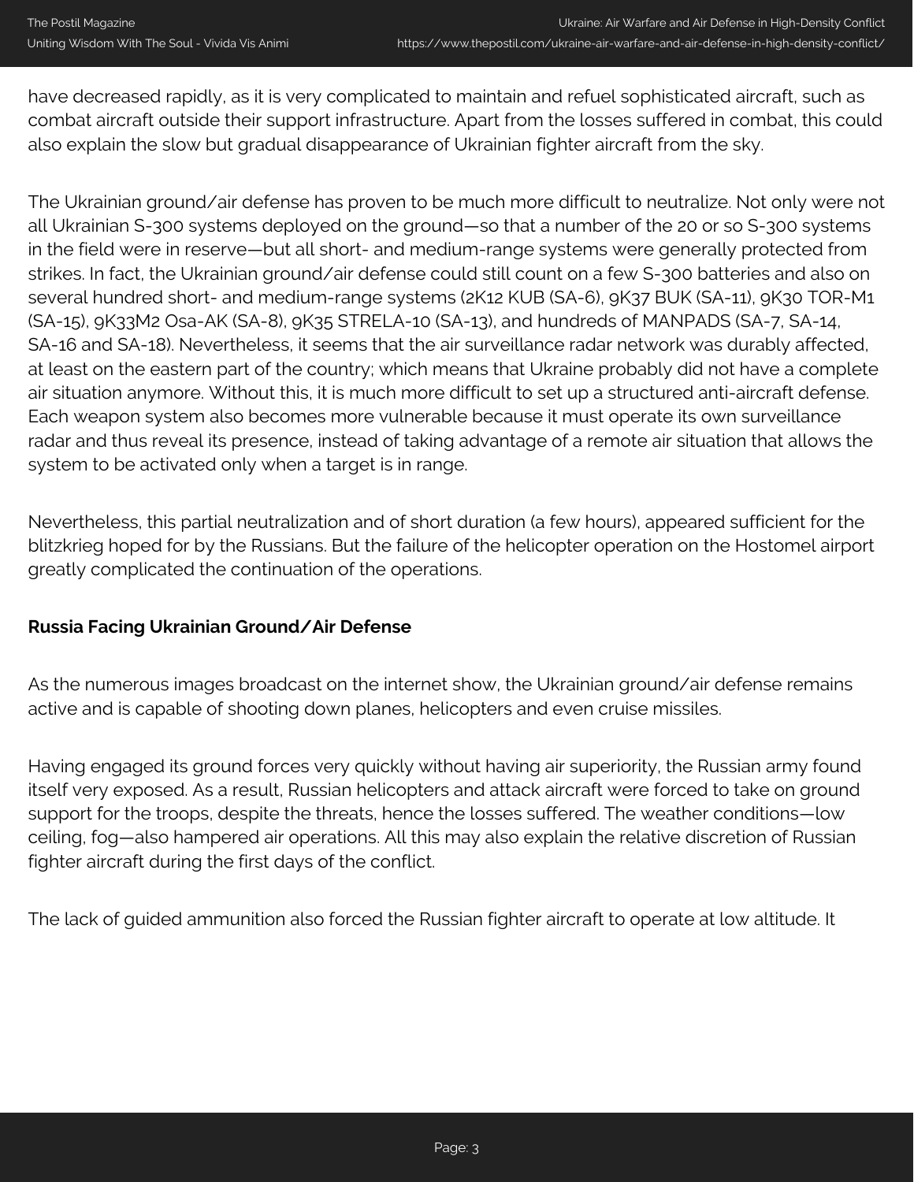have decreased rapidly, as it is very complicated to maintain and refuel sophisticated aircraft, such as combat aircraft outside their support infrastructure. Apart from the losses suffered in combat, this could also explain the slow but gradual disappearance of Ukrainian fighter aircraft from the sky.

The Ukrainian ground/air defense has proven to be much more difficult to neutralize. Not only were not all Ukrainian S-300 systems deployed on the ground—so that a number of the 20 or so S-300 systems in the field were in reserve—but all short- and medium-range systems were generally protected from strikes. In fact, the Ukrainian ground/air defense could still count on a few S-300 batteries and also on several hundred short- and medium-range systems (2K12 KUB (SA-6), 9K37 BUK (SA-11), 9K30 TOR-M1 (SA-15), 9K33M2 Osa-AK (SA-8), 9K35 STRELA-10 (SA-13), and hundreds of MANPADS (SA-7, SA-14, SA-16 and SA-18). Nevertheless, it seems that the air surveillance radar network was durably affected, at least on the eastern part of the country; which means that Ukraine probably did not have a complete air situation anymore. Without this, it is much more difficult to set up a structured anti-aircraft defense. Each weapon system also becomes more vulnerable because it must operate its own surveillance radar and thus reveal its presence, instead of taking advantage of a remote air situation that allows the system to be activated only when a target is in range.

Nevertheless, this partial neutralization and of short duration (a few hours), appeared sufficient for the blitzkrieg hoped for by the Russians. But the failure of the helicopter operation on the Hostomel airport greatly complicated the continuation of the operations.

**Russia Facing Ukrainian Ground/Air Defense**

As the numerous images broadcast on the internet show, the Ukrainian ground/air defense remains active and is capable of shooting down planes, helicopters and even cruise missiles.

Having engaged its ground forces very quickly without having air superiority, the Russian army found itself very exposed. As a result, Russian helicopters and attack aircraft were forced to take on ground support for the troops, despite the threats, hence the losses suffered. The weather conditions—low ceiling, fog—also hampered air operations. All this may also explain the relative discretion of Russian fighter aircraft during the first days of the conflict.

The lack of guided ammunition also forced the Russian fighter aircraft to operate at low altitude. It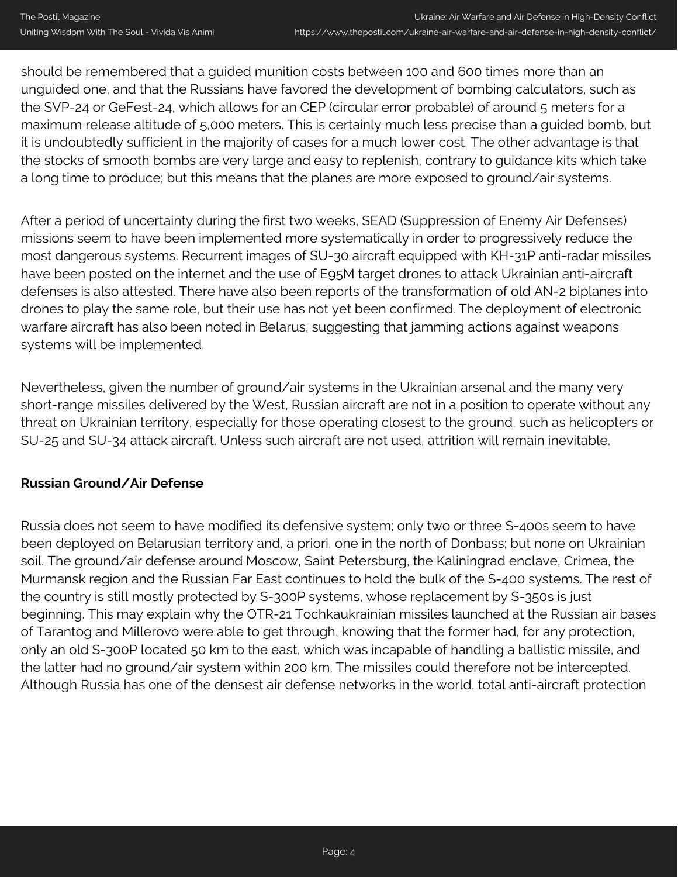should be remembered that a guided munition costs between 100 and 600 times more than an unguided one, and that the Russians have favored the development of bombing calculators, such as the SVP-24 or GeFest-24, which allows for an CEP (circular error probable) of around 5 meters for a maximum release altitude of 5,000 meters. This is certainly much less precise than a guided bomb, but it is undoubtedly sufficient in the majority of cases for a much lower cost. The other advantage is that the stocks of smooth bombs are very large and easy to replenish, contrary to guidance kits which take a long time to produce; but this means that the planes are more exposed to ground/air systems.

After a period of uncertainty during the first two weeks, SEAD (Suppression of Enemy Air Defenses) missions seem to have been implemented more systematically in order to progressively reduce the most dangerous systems. Recurrent images of SU-30 aircraft equipped with KH-31P anti-radar missiles have been posted on the internet and the use of E95M target drones to attack Ukrainian anti-aircraft defenses is also attested. There have also been reports of the transformation of old AN-2 biplanes into drones to play the same role, but their use has not yet been confirmed. The deployment of electronic warfare aircraft has also been noted in Belarus, suggesting that jamming actions against weapons systems will be implemented.

Nevertheless, given the number of ground/air systems in the Ukrainian arsenal and the many very short-range missiles delivered by the West, Russian aircraft are not in a position to operate without any threat on Ukrainian territory, especially for those operating closest to the ground, such as helicopters or SU-25 and SU-34 attack aircraft. Unless such aircraft are not used, attrition will remain inevitable.

**Russian Ground/Air Defense**

Russia does not seem to have modified its defensive system; only two or three S-400s seem to have been deployed on Belarusian territory and, a priori, one in the north of Donbass; but none on Ukrainian soil. The ground/air defense around Moscow, Saint Petersburg, the Kaliningrad enclave, Crimea, the Murmansk region and the Russian Far East continues to hold the bulk of the S-400 systems. The rest of the country is still mostly protected by S-300P systems, whose replacement by S-350s is just beginning. This may explain why the OTR-21 Tochkaukrainian missiles launched at the Russian air bases of Tarantog and Millerovo were able to get through, knowing that the former had, for any protection, only an old S-300P located 50 km to the east, which was incapable of handling a ballistic missile, and the latter had no ground/air system within 200 km. The missiles could therefore not be intercepted. Although Russia has one of the densest air defense networks in the world, total anti-aircraft protection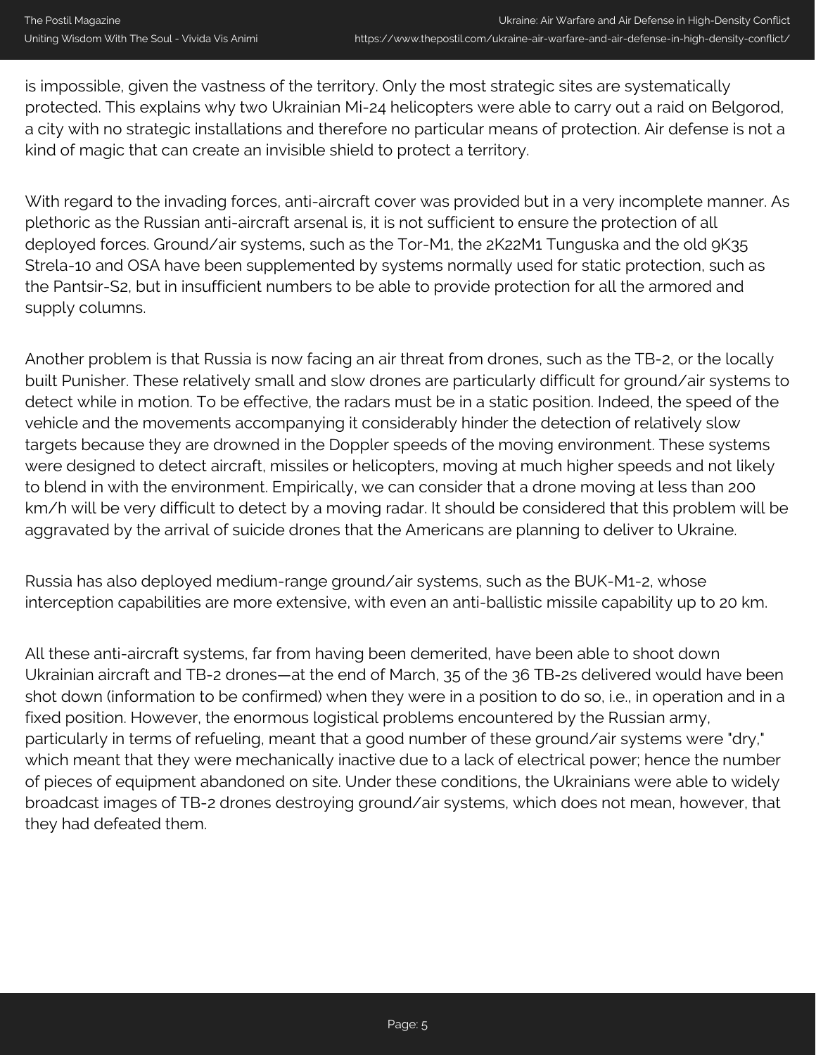is impossible, given the vastness of the territory. Only the most strategic sites are systematically protected. This explains why two Ukrainian Mi-24 helicopters were able to carry out a raid on Belgorod, a city with no strategic installations and therefore no particular means of protection. Air defense is not a kind of magic that can create an invisible shield to protect a territory.

With regard to the invading forces, anti-aircraft cover was provided but in a very incomplete manner. As plethoric as the Russian anti-aircraft arsenal is, it is not sufficient to ensure the protection of all deployed forces. Ground/air systems, such as the Tor-M1, the 2K22M1 Tunguska and the old 9K35 Strela-10 and OSA have been supplemented by systems normally used for static protection, such as the Pantsir-S2, but in insufficient numbers to be able to provide protection for all the armored and supply columns.

Another problem is that Russia is now facing an air threat from drones, such as the TB-2, or the locally built Punisher. These relatively small and slow drones are particularly difficult for ground/air systems to detect while in motion. To be effective, the radars must be in a static position. Indeed, the speed of the vehicle and the movements accompanying it considerably hinder the detection of relatively slow targets because they are drowned in the Doppler speeds of the moving environment. These systems were designed to detect aircraft, missiles or helicopters, moving at much higher speeds and not likely to blend in with the environment. Empirically, we can consider that a drone moving at less than 200 km/h will be very difficult to detect by a moving radar. It should be considered that this problem will be aggravated by the arrival of suicide drones that the Americans are planning to deliver to Ukraine.

Russia has also deployed medium-range ground/air systems, such as the BUK-M1-2, whose interception capabilities are more extensive, with even an anti-ballistic missile capability up to 20 km.

All these anti-aircraft systems, far from having been demerited, have been able to shoot down Ukrainian aircraft and TB-2 drones—at the end of March, 35 of the 36 TB-2s delivered would have been shot down (information to be confirmed) when they were in a position to do so, i.e., in operation and in a fixed position. However, the enormous logistical problems encountered by the Russian army, particularly in terms of refueling, meant that a good number of these ground/air systems were "dry," which meant that they were mechanically inactive due to a lack of electrical power; hence the number of pieces of equipment abandoned on site. Under these conditions, the Ukrainians were able to widely broadcast images of TB-2 drones destroying ground/air systems, which does not mean, however, that they had defeated them.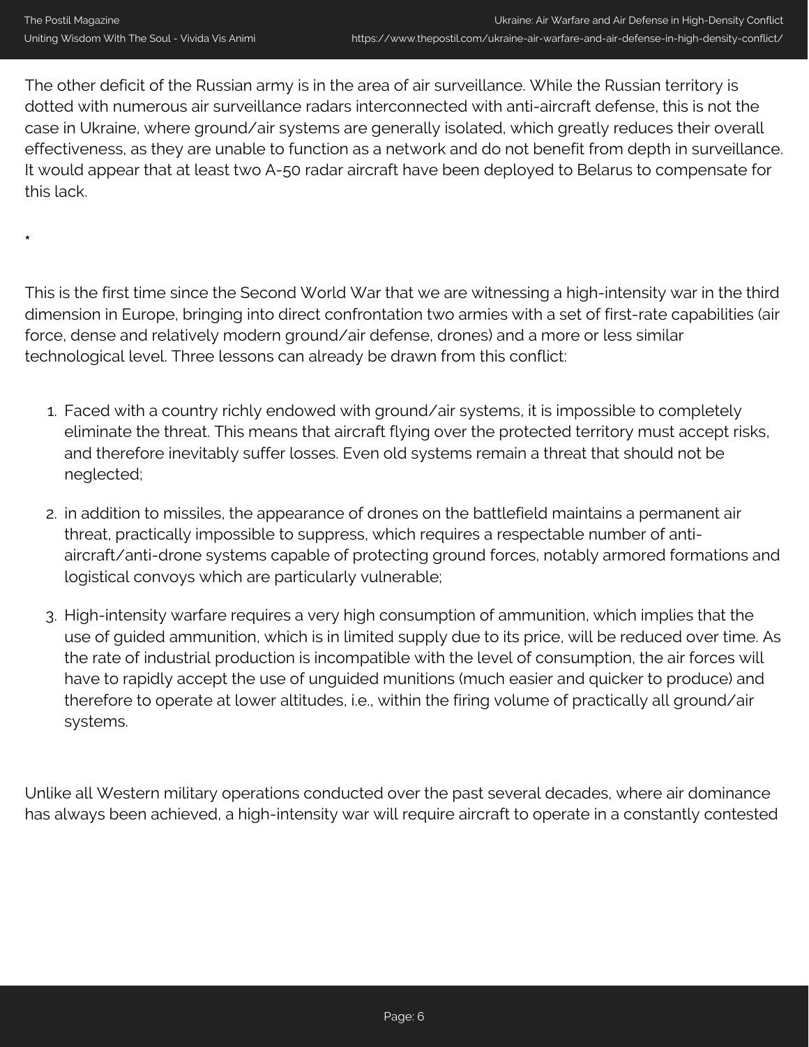The other deficit of the Russian army is in the area of air surveillance. While the Russian territory is dotted with numerous air surveillance radars interconnected with anti-aircraft defense, this is not the case in Ukraine, where ground/air systems are generally isolated, which greatly reduces their overall effectiveness, as they are unable to function as a network and do not benefit from depth in surveillance. It would appear that at least two A-50 radar aircraft have been deployed to Belarus to compensate for this lack.

*

This is the first time since the Second World War that we are witnessing a high-intensity war in the third dimension in Europe, bringing into direct confrontation two armies with a set of first-rate capabilities (air force, dense and relatively modern ground/air defense, drones) and a more or less similar technological level. Three lessons can already be drawn from this conflict:

1. Faced with a country richly endowed with ground/air systems, it is impossible to completely eliminate the threat. This means that aircraft flying over the protected territory must accept risks, and therefore inevitably suffer losses. Even old systems remain a threat that should not be neglected;
2. in addition to missiles, the appearance of drones on the battlefield maintains a permanent air threat, practically impossible to suppress, which requires a respectable number of anti-aircraft/anti-drone systems capable of protecting ground forces, notably armored formations and logistical convoys which are particularly vulnerable;
3. High-intensity warfare requires a very high consumption of ammunition, which implies that the use of guided ammunition, which is in limited supply due to its price, will be reduced over time. As the rate of industrial production is incompatible with the level of consumption, the air forces will have to rapidly accept the use of unguided munitions (much easier and quicker to produce) and therefore to operate at lower altitudes, i.e., within the firing volume of practically all ground/air systems.

Unlike all Western military operations conducted over the past several decades, where air dominance has always been achieved, a high-intensity war will require aircraft to operate in a constantly contested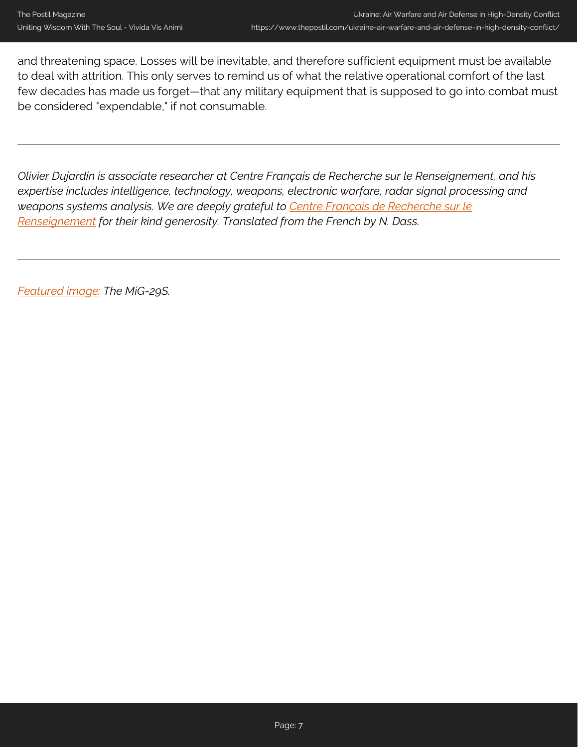and threatening space. Losses will be inevitable, and therefore sufficient equipment must be available to deal with attrition. This only serves to remind us of what the relative operational comfort of the last few decades has made us forget—that any military equipment that is supposed to go into combat must be considered "expendable," if not consumable.

---

*Olivier Dujardin is associate researcher at Centre Français de Recherche sur le Renseignement, and his expertise includes intelligence, technology, weapons, electronic warfare, radar signal processing and weapons systems analysis. We are deeply grateful to Centre Français de Recherche sur le Renseignement for their kind generosity. Translated from the French by N. Dass.*

---

*Featured image: The MiG-29S.*